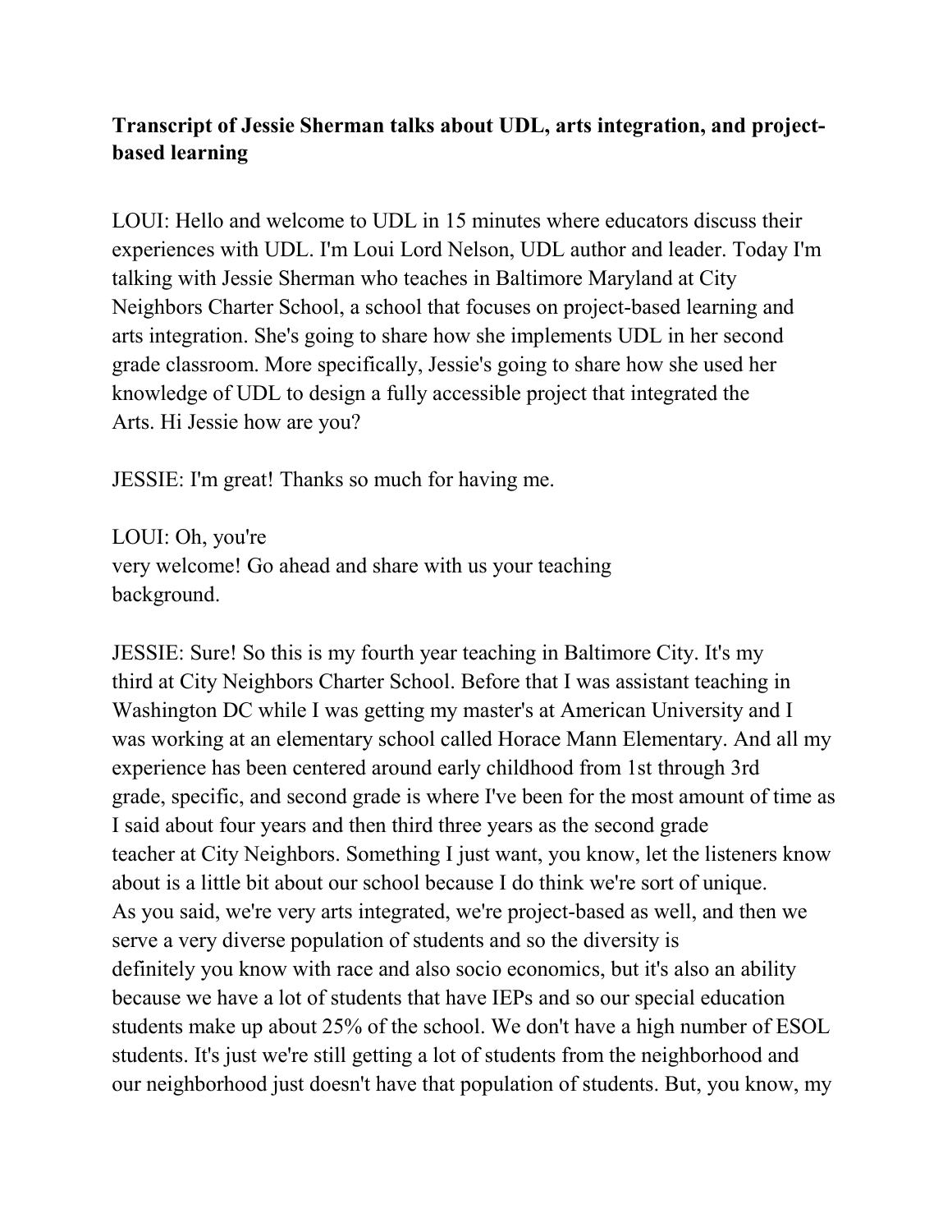**Transcript of Jessie Sherman talks about UDL, arts integration, and project-based learning**

LOUI: Hello and welcome to UDL in 15 minutes where educators discuss their experiences with UDL. I'm Loui Lord Nelson, UDL author and leader. Today I'm talking with Jessie Sherman who teaches in Baltimore Maryland at City Neighbors Charter School, a school that focuses on project-based learning and arts integration. She's going to share how she implements UDL in her second grade classroom. More specifically, Jessie's going to share how she used her knowledge of UDL to design a fully accessible project that integrated the Arts. Hi Jessie how are you?

JESSIE: I'm great! Thanks so much for having me.

LOUI: Oh, you're very welcome! Go ahead and share with us your teaching background.

JESSIE: Sure! So this is my fourth year teaching in Baltimore City. It's my third at City Neighbors Charter School. Before that I was assistant teaching in Washington DC while I was getting my master's at American University and I was working at an elementary school called Horace Mann Elementary. And all my experience has been centered around early childhood from 1st through 3rd grade, specific, and second grade is where I've been for the most amount of time as I said about four years and then third three years as the second grade teacher at City Neighbors. Something I just want, you know, let the listeners know about is a little bit about our school because I do think we're sort of unique. As you said, we're very arts integrated, we're project-based as well, and then we serve a very diverse population of students and so the diversity is definitely you know with race and also socio economics, but it's also an ability because we have a lot of students that have IEPs and so our special education students make up about 25% of the school. We don't have a high number of ESOL students. It's just we're still getting a lot of students from the neighborhood and our neighborhood just doesn't have that population of students. But, you know, my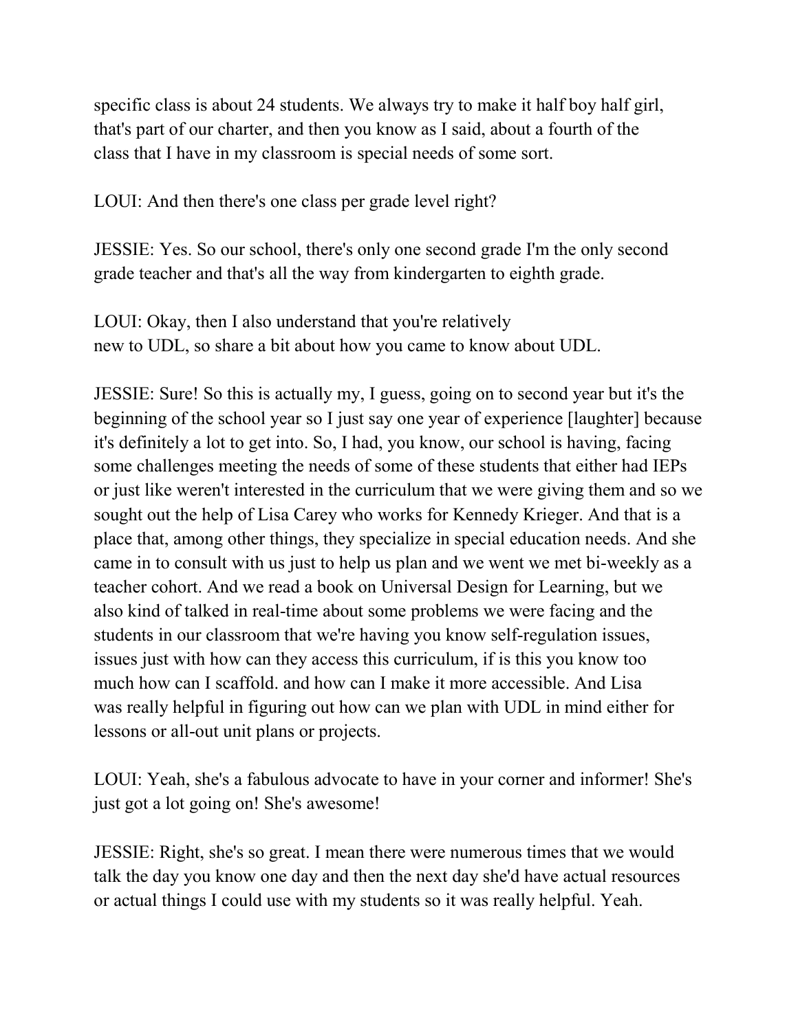specific class is about 24 students. We always try to make it half boy half girl, that's part of our charter, and then you know as I said, about a fourth of the class that I have in my classroom is special needs of some sort.

LOUI: And then there's one class per grade level right?

JESSIE: Yes. So our school, there's only one second grade I'm the only second grade teacher and that's all the way from kindergarten to eighth grade.

LOUI: Okay, then I also understand that you're relatively new to UDL, so share a bit about how you came to know about UDL.

JESSIE: Sure! So this is actually my, I guess, going on to second year but it's the beginning of the school year so I just say one year of experience [laughter] because it's definitely a lot to get into. So, I had, you know, our school is having, facing some challenges meeting the needs of some of these students that either had IEPs or just like weren't interested in the curriculum that we were giving them and so we sought out the help of Lisa Carey who works for Kennedy Krieger. And that is a place that, among other things, they specialize in special education needs. And she came in to consult with us just to help us plan and we went we met bi-weekly as a teacher cohort. And we read a book on Universal Design for Learning, but we also kind of talked in real-time about some problems we were facing and the students in our classroom that we're having you know self-regulation issues, issues just with how can they access this curriculum, if is this you know too much how can I scaffold. and how can I make it more accessible. And Lisa was really helpful in figuring out how can we plan with UDL in mind either for lessons or all-out unit plans or projects.

LOUI: Yeah, she's a fabulous advocate to have in your corner and informer! She's just got a lot going on! She's awesome!

JESSIE: Right, she's so great. I mean there were numerous times that we would talk the day you know one day and then the next day she'd have actual resources or actual things I could use with my students so it was really helpful. Yeah.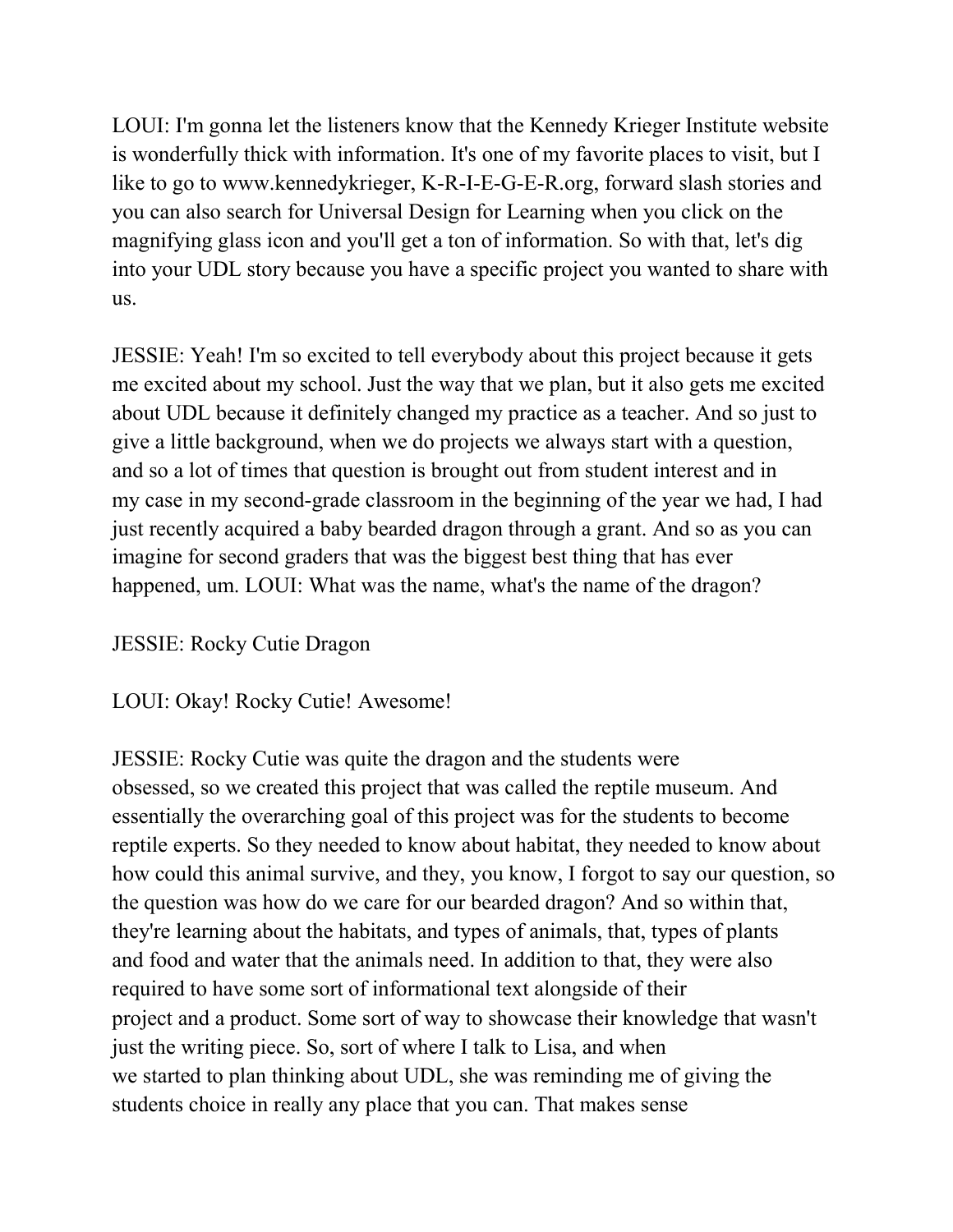LOUI: I'm gonna let the listeners know that the Kennedy Krieger Institute website is wonderfully thick with information. It's one of my favorite places to visit, but I like to go to www.kennedykrieger, K-R-I-E-G-E-R.org, forward slash stories and you can also search for Universal Design for Learning when you click on the magnifying glass icon and you'll get a ton of information. So with that, let's dig into your UDL story because you have a specific project you wanted to share with us.

JESSIE: Yeah! I'm so excited to tell everybody about this project because it gets me excited about my school. Just the way that we plan, but it also gets me excited about UDL because it definitely changed my practice as a teacher. And so just to give a little background, when we do projects we always start with a question, and so a lot of times that question is brought out from student interest and in my case in my second-grade classroom in the beginning of the year we had, I had just recently acquired a baby bearded dragon through a grant. And so as you can imagine for second graders that was the biggest best thing that has ever happened, um. LOUI: What was the name, what's the name of the dragon?

JESSIE: Rocky Cutie Dragon

LOUI: Okay! Rocky Cutie! Awesome!

JESSIE: Rocky Cutie was quite the dragon and the students were obsessed, so we created this project that was called the reptile museum. And essentially the overarching goal of this project was for the students to become reptile experts. So they needed to know about habitat, they needed to know about how could this animal survive, and they, you know, I forgot to say our question, so the question was how do we care for our bearded dragon? And so within that, they're learning about the habitats, and types of animals, that, types of plants and food and water that the animals need. In addition to that, they were also required to have some sort of informational text alongside of their project and a product. Some sort of way to showcase their knowledge that wasn't just the writing piece. So, sort of where I talk to Lisa, and when we started to plan thinking about UDL, she was reminding me of giving the students choice in really any place that you can. That makes sense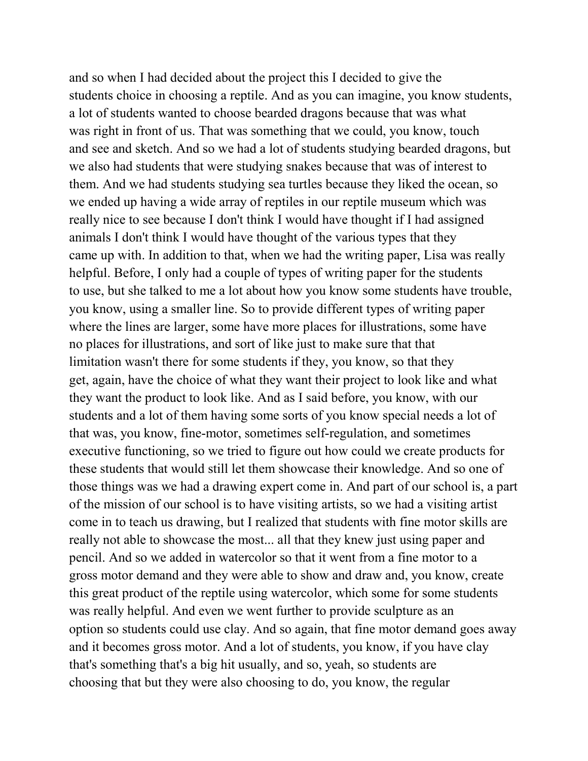and so when I had decided about the project this I decided to give the students choice in choosing a reptile. And as you can imagine, you know students, a lot of students wanted to choose bearded dragons because that was what was right in front of us. That was something that we could, you know, touch and see and sketch. And so we had a lot of students studying bearded dragons, but we also had students that were studying snakes because that was of interest to them. And we had students studying sea turtles because they liked the ocean, so we ended up having a wide array of reptiles in our reptile museum which was really nice to see because I don't think I would have thought if I had assigned animals I don't think I would have thought of the various types that they came up with. In addition to that, when we had the writing paper, Lisa was really helpful. Before, I only had a couple of types of writing paper for the students to use, but she talked to me a lot about how you know some students have trouble, you know, using a smaller line. So to provide different types of writing paper where the lines are larger, some have more places for illustrations, some have no places for illustrations, and sort of like just to make sure that that limitation wasn't there for some students if they, you know, so that they get, again, have the choice of what they want their project to look like and what they want the product to look like. And as I said before, you know, with our students and a lot of them having some sorts of you know special needs a lot of that was, you know, fine-motor, sometimes self-regulation, and sometimes executive functioning, so we tried to figure out how could we create products for these students that would still let them showcase their knowledge. And so one of those things was we had a drawing expert come in. And part of our school is, a part of the mission of our school is to have visiting artists, so we had a visiting artist come in to teach us drawing, but I realized that students with fine motor skills are really not able to showcase the most... all that they knew just using paper and pencil. And so we added in watercolor so that it went from a fine motor to a gross motor demand and they were able to show and draw and, you know, create this great product of the reptile using watercolor, which some for some students was really helpful. And even we went further to provide sculpture as an option so students could use clay. And so again, that fine motor demand goes away and it becomes gross motor. And a lot of students, you know, if you have clay that's something that's a big hit usually, and so, yeah, so students are choosing that but they were also choosing to do, you know, the regular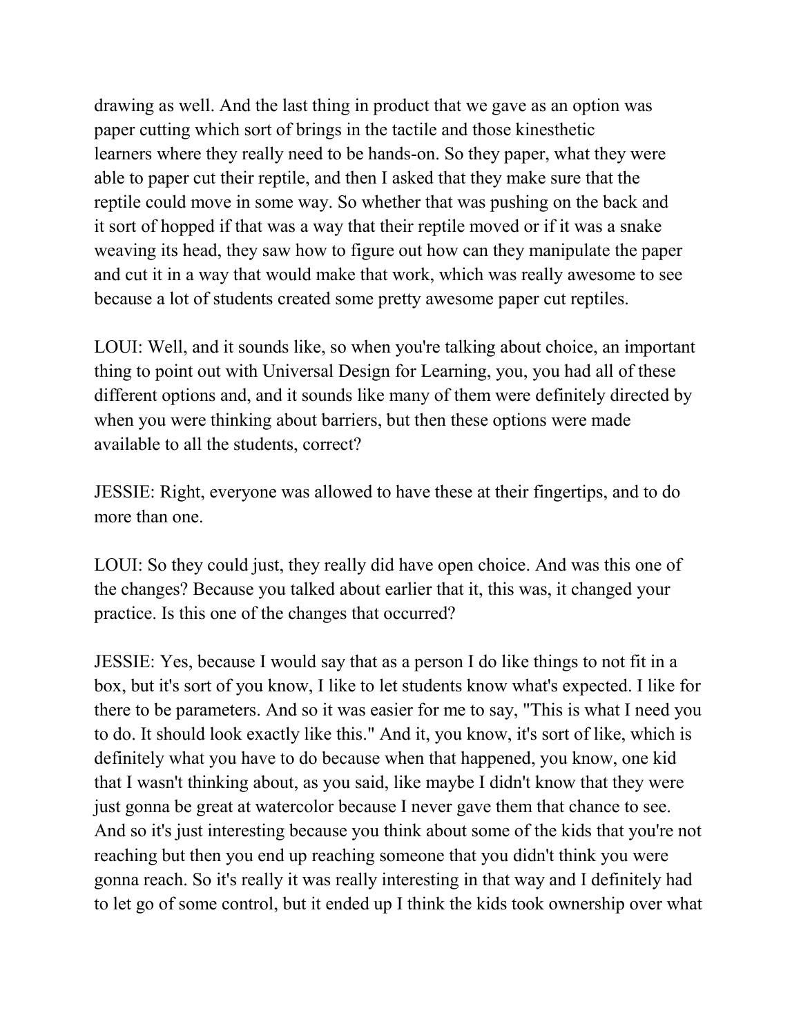drawing as well. And the last thing in product that we gave as an option was paper cutting which sort of brings in the tactile and those kinesthetic learners where they really need to be hands-on. So they paper, what they were able to paper cut their reptile, and then I asked that they make sure that the reptile could move in some way. So whether that was pushing on the back and it sort of hopped if that was a way that their reptile moved or if it was a snake weaving its head, they saw how to figure out how can they manipulate the paper and cut it in a way that would make that work, which was really awesome to see because a lot of students created some pretty awesome paper cut reptiles.

LOUI: Well, and it sounds like, so when you're talking about choice, an important thing to point out with Universal Design for Learning, you, you had all of these different options and, and it sounds like many of them were definitely directed by when you were thinking about barriers, but then these options were made available to all the students, correct?

JESSIE: Right, everyone was allowed to have these at their fingertips, and to do more than one.

LOUI: So they could just, they really did have open choice. And was this one of the changes? Because you talked about earlier that it, this was, it changed your practice. Is this one of the changes that occurred?

JESSIE: Yes, because I would say that as a person I do like things to not fit in a box, but it's sort of you know, I like to let students know what's expected. I like for there to be parameters. And so it was easier for me to say, "This is what I need you to do. It should look exactly like this." And it, you know, it's sort of like, which is definitely what you have to do because when that happened, you know, one kid that I wasn't thinking about, as you said, like maybe I didn't know that they were just gonna be great at watercolor because I never gave them that chance to see. And so it's just interesting because you think about some of the kids that you're not reaching but then you end up reaching someone that you didn't think you were gonna reach. So it's really it was really interesting in that way and I definitely had to let go of some control, but it ended up I think the kids took ownership over what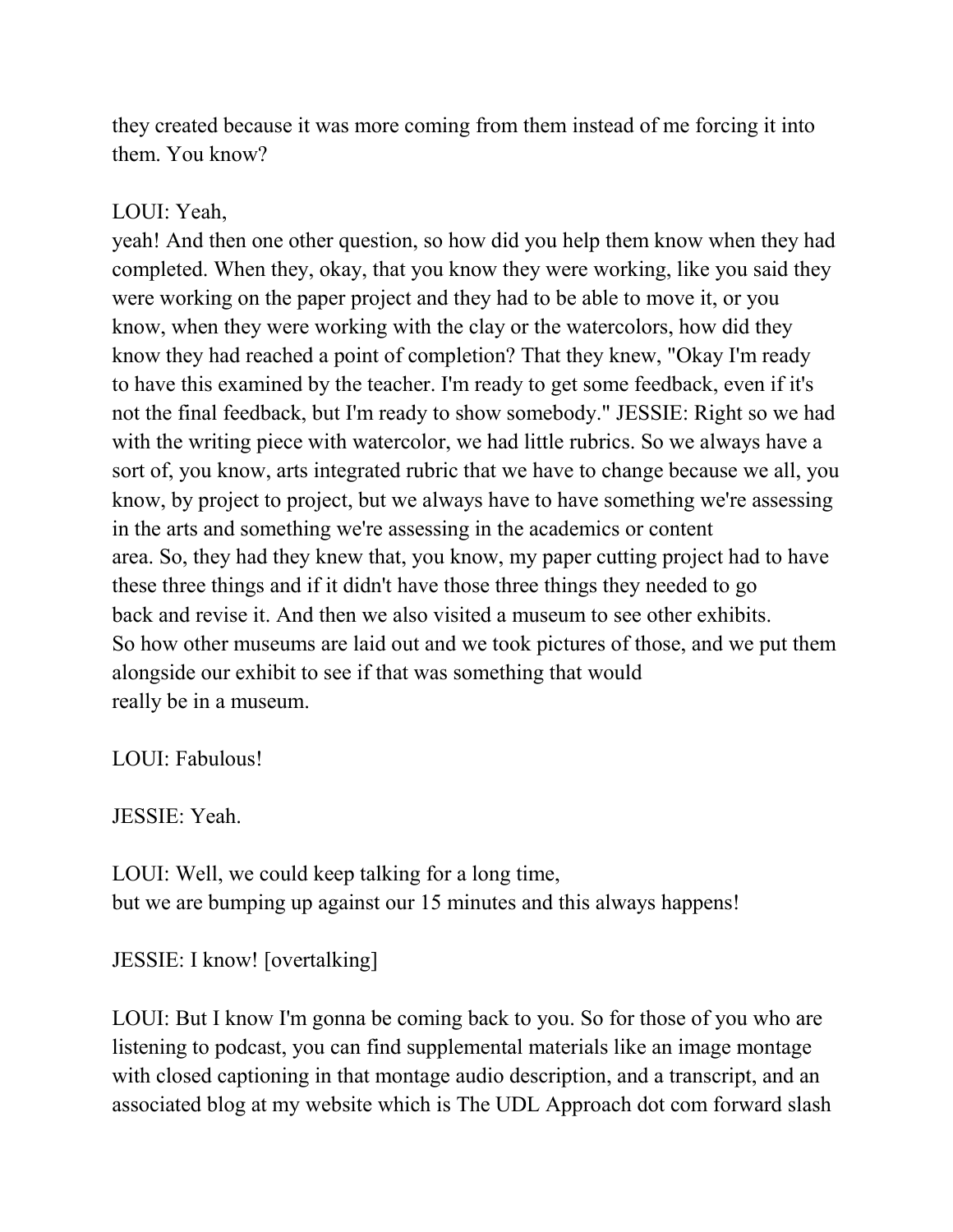they created because it was more coming from them instead of me forcing it into them. You know?

LOUI: Yeah, yeah! And then one other question, so how did you help them know when they had completed. When they, okay, that you know they were working, like you said they were working on the paper project and they had to be able to move it, or you know, when they were working with the clay or the watercolors, how did they know they had reached a point of completion? That they knew, "Okay I'm ready to have this examined by the teacher. I'm ready to get some feedback, even if it's not the final feedback, but I'm ready to show somebody." JESSIE: Right so we had with the writing piece with watercolor, we had little rubrics. So we always have a sort of, you know, arts integrated rubric that we have to change because we all, you know, by project to project, but we always have to have something we're assessing in the arts and something we're assessing in the academics or content area. So, they had they knew that, you know, my paper cutting project had to have these three things and if it didn't have those three things they needed to go back and revise it. And then we also visited a museum to see other exhibits. So how other museums are laid out and we took pictures of those, and we put them alongside our exhibit to see if that was something that would really be in a museum.

LOUI: Fabulous!

JESSIE: Yeah.

LOUI: Well, we could keep talking for a long time, but we are bumping up against our 15 minutes and this always happens!

JESSIE: I know! [overtalking]

LOUI: But I know I'm gonna be coming back to you. So for those of you who are listening to podcast, you can find supplemental materials like an image montage with closed captioning in that montage audio description, and a transcript, and an associated blog at my website which is The UDL Approach dot com forward slash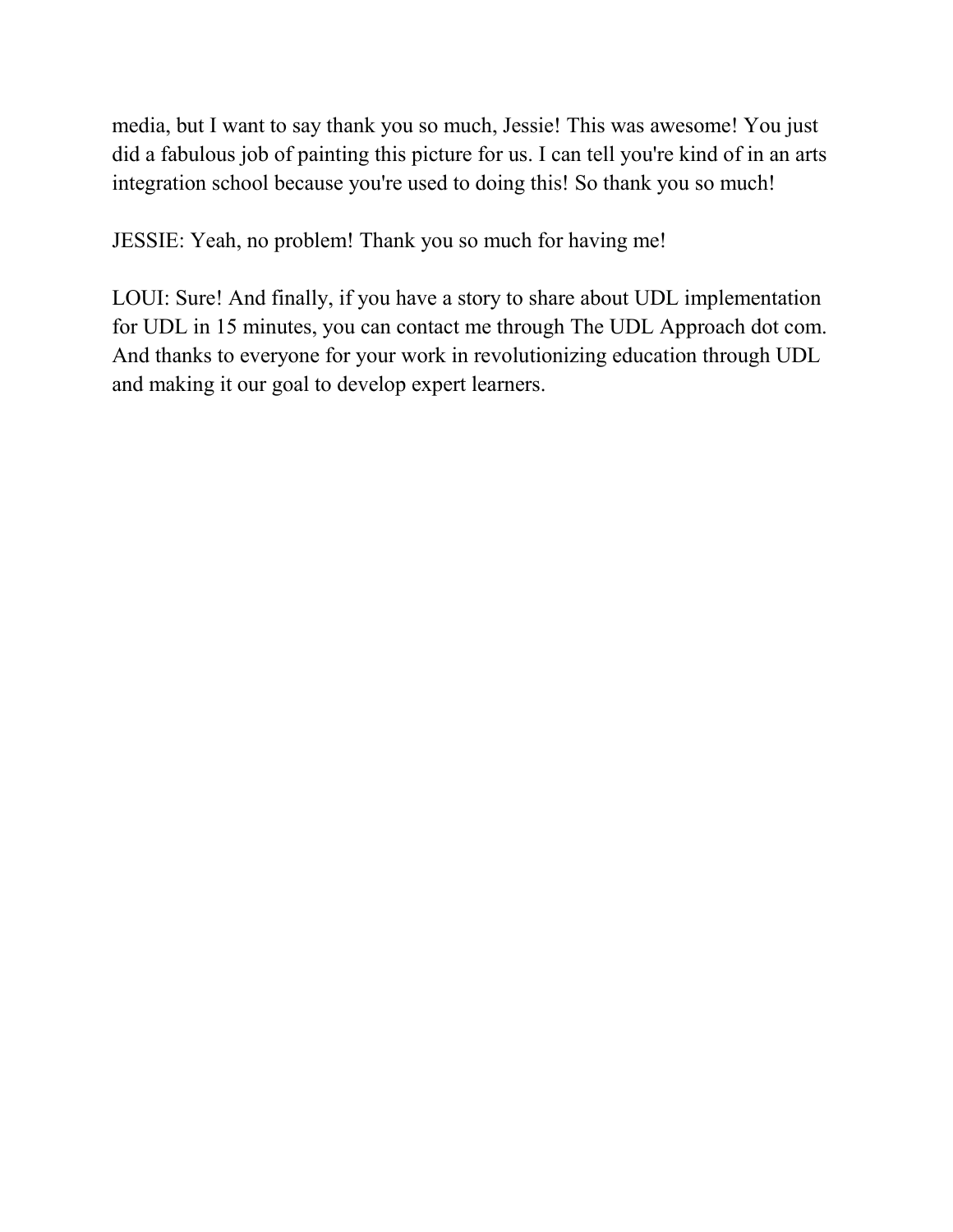media, but I want to say thank you so much, Jessie! This was awesome! You just did a fabulous job of painting this picture for us. I can tell you're kind of in an arts integration school because you're used to doing this! So thank you so much!

JESSIE: Yeah, no problem! Thank you so much for having me!

LOUI: Sure! And finally, if you have a story to share about UDL implementation for UDL in 15 minutes, you can contact me through The UDL Approach dot com. And thanks to everyone for your work in revolutionizing education through UDL and making it our goal to develop expert learners.